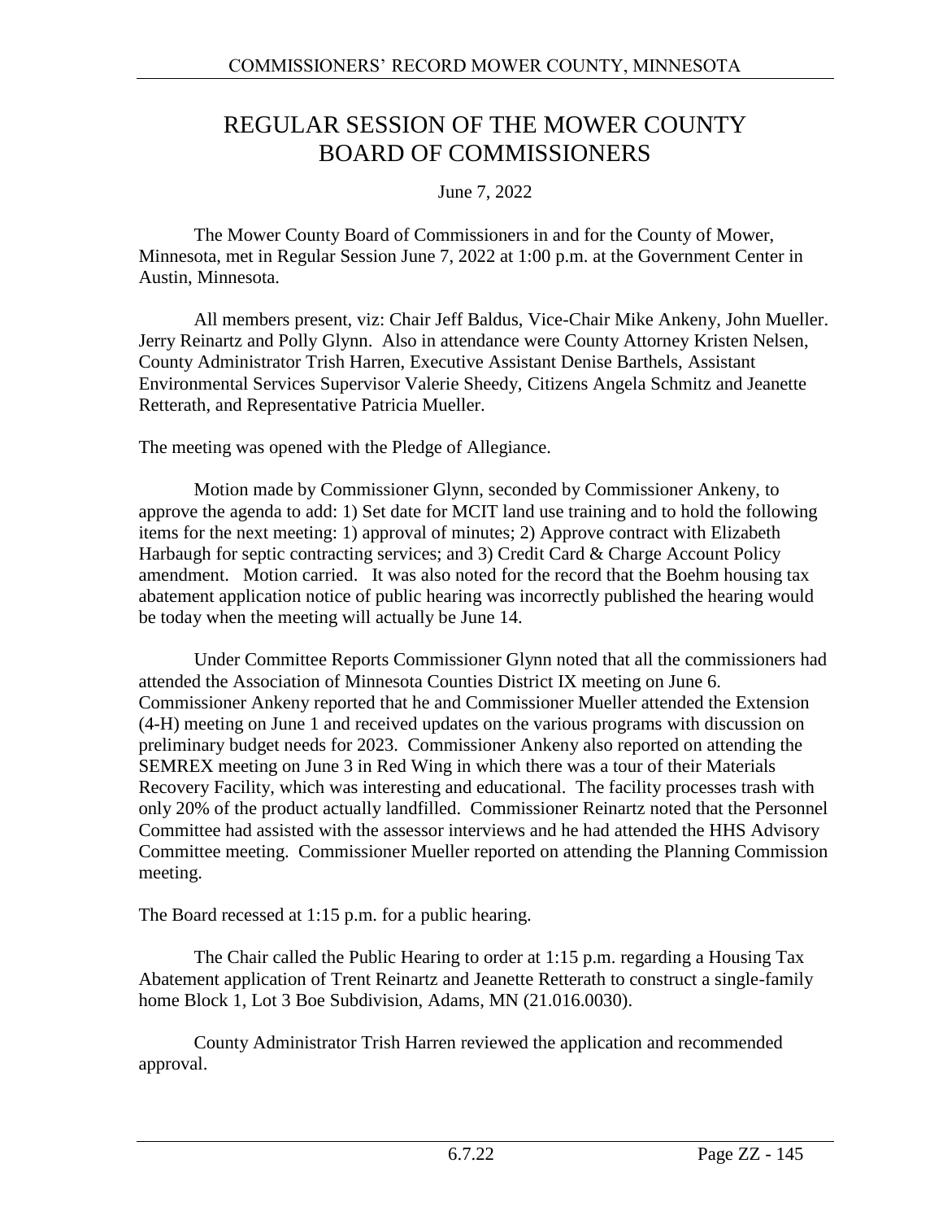# REGULAR SESSION OF THE MOWER COUNTY BOARD OF COMMISSIONERS

June 7, 2022

The Mower County Board of Commissioners in and for the County of Mower, Minnesota, met in Regular Session June 7, 2022 at 1:00 p.m. at the Government Center in Austin, Minnesota.

All members present, viz: Chair Jeff Baldus, Vice-Chair Mike Ankeny, John Mueller. Jerry Reinartz and Polly Glynn. Also in attendance were County Attorney Kristen Nelsen, County Administrator Trish Harren, Executive Assistant Denise Barthels, Assistant Environmental Services Supervisor Valerie Sheedy, Citizens Angela Schmitz and Jeanette Retterath, and Representative Patricia Mueller.

The meeting was opened with the Pledge of Allegiance.

Motion made by Commissioner Glynn, seconded by Commissioner Ankeny, to approve the agenda to add: 1) Set date for MCIT land use training and to hold the following items for the next meeting: 1) approval of minutes; 2) Approve contract with Elizabeth Harbaugh for septic contracting services; and 3) Credit Card & Charge Account Policy amendment. Motion carried. It was also noted for the record that the Boehm housing tax abatement application notice of public hearing was incorrectly published the hearing would be today when the meeting will actually be June 14.

Under Committee Reports Commissioner Glynn noted that all the commissioners had attended the Association of Minnesota Counties District IX meeting on June 6. Commissioner Ankeny reported that he and Commissioner Mueller attended the Extension (4-H) meeting on June 1 and received updates on the various programs with discussion on preliminary budget needs for 2023. Commissioner Ankeny also reported on attending the SEMREX meeting on June 3 in Red Wing in which there was a tour of their Materials Recovery Facility, which was interesting and educational. The facility processes trash with only 20% of the product actually landfilled. Commissioner Reinartz noted that the Personnel Committee had assisted with the assessor interviews and he had attended the HHS Advisory Committee meeting. Commissioner Mueller reported on attending the Planning Commission meeting.

The Board recessed at 1:15 p.m. for a public hearing.

The Chair called the Public Hearing to order at 1:15 p.m. regarding a Housing Tax Abatement application of Trent Reinartz and Jeanette Retterath to construct a single-family home Block 1, Lot 3 Boe Subdivision, Adams, MN (21.016.0030).

County Administrator Trish Harren reviewed the application and recommended approval.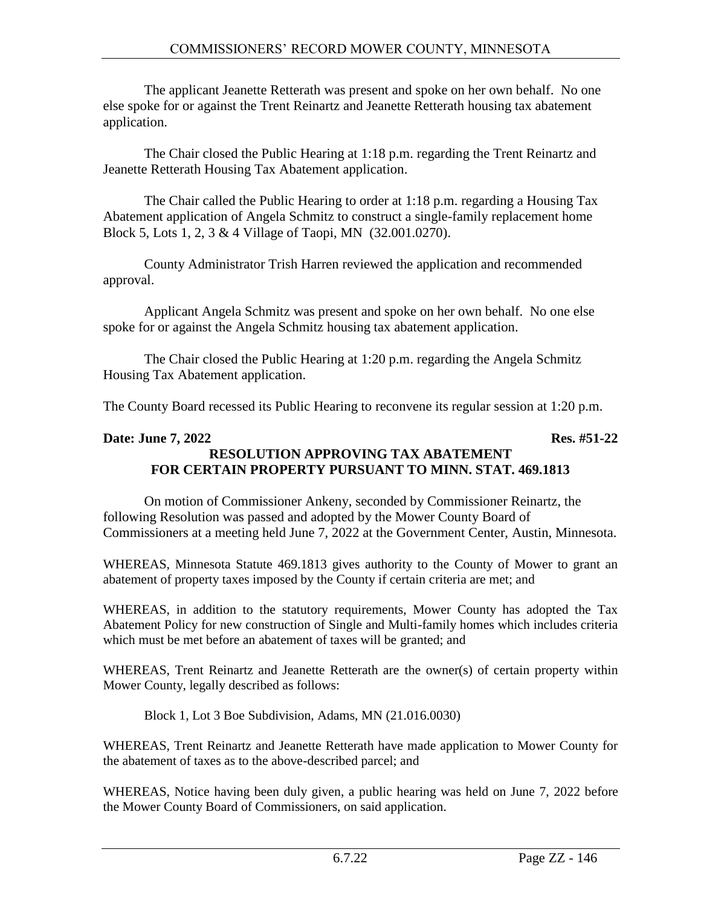The applicant Jeanette Retterath was present and spoke on her own behalf. No one else spoke for or against the Trent Reinartz and Jeanette Retterath housing tax abatement application.

The Chair closed the Public Hearing at 1:18 p.m. regarding the Trent Reinartz and Jeanette Retterath Housing Tax Abatement application.

The Chair called the Public Hearing to order at 1:18 p.m. regarding a Housing Tax Abatement application of Angela Schmitz to construct a single-family replacement home Block 5, Lots 1, 2, 3 & 4 Village of Taopi, MN (32.001.0270).

County Administrator Trish Harren reviewed the application and recommended approval.

Applicant Angela Schmitz was present and spoke on her own behalf. No one else spoke for or against the Angela Schmitz housing tax abatement application.

The Chair closed the Public Hearing at 1:20 p.m. regarding the Angela Schmitz Housing Tax Abatement application.

The County Board recessed its Public Hearing to reconvene its regular session at 1:20 p.m.

**Date: June 7, 2022** **Res. #51-22**

**RESOLUTION APPROVING TAX ABATEMENT FOR CERTAIN PROPERTY PURSUANT TO MINN. STAT. 469.1813**

On motion of Commissioner Ankeny, seconded by Commissioner Reinartz, the following Resolution was passed and adopted by the Mower County Board of Commissioners at a meeting held June 7, 2022 at the Government Center, Austin, Minnesota.

WHEREAS, Minnesota Statute 469.1813 gives authority to the County of Mower to grant an abatement of property taxes imposed by the County if certain criteria are met; and

WHEREAS, in addition to the statutory requirements, Mower County has adopted the Tax Abatement Policy for new construction of Single and Multi-family homes which includes criteria which must be met before an abatement of taxes will be granted; and

WHEREAS, Trent Reinartz and Jeanette Retterath are the owner(s) of certain property within Mower County, legally described as follows:

Block 1, Lot 3 Boe Subdivision, Adams, MN (21.016.0030)

WHEREAS, Trent Reinartz and Jeanette Retterath have made application to Mower County for the abatement of taxes as to the above-described parcel; and

WHEREAS, Notice having been duly given, a public hearing was held on June 7, 2022 before the Mower County Board of Commissioners, on said application.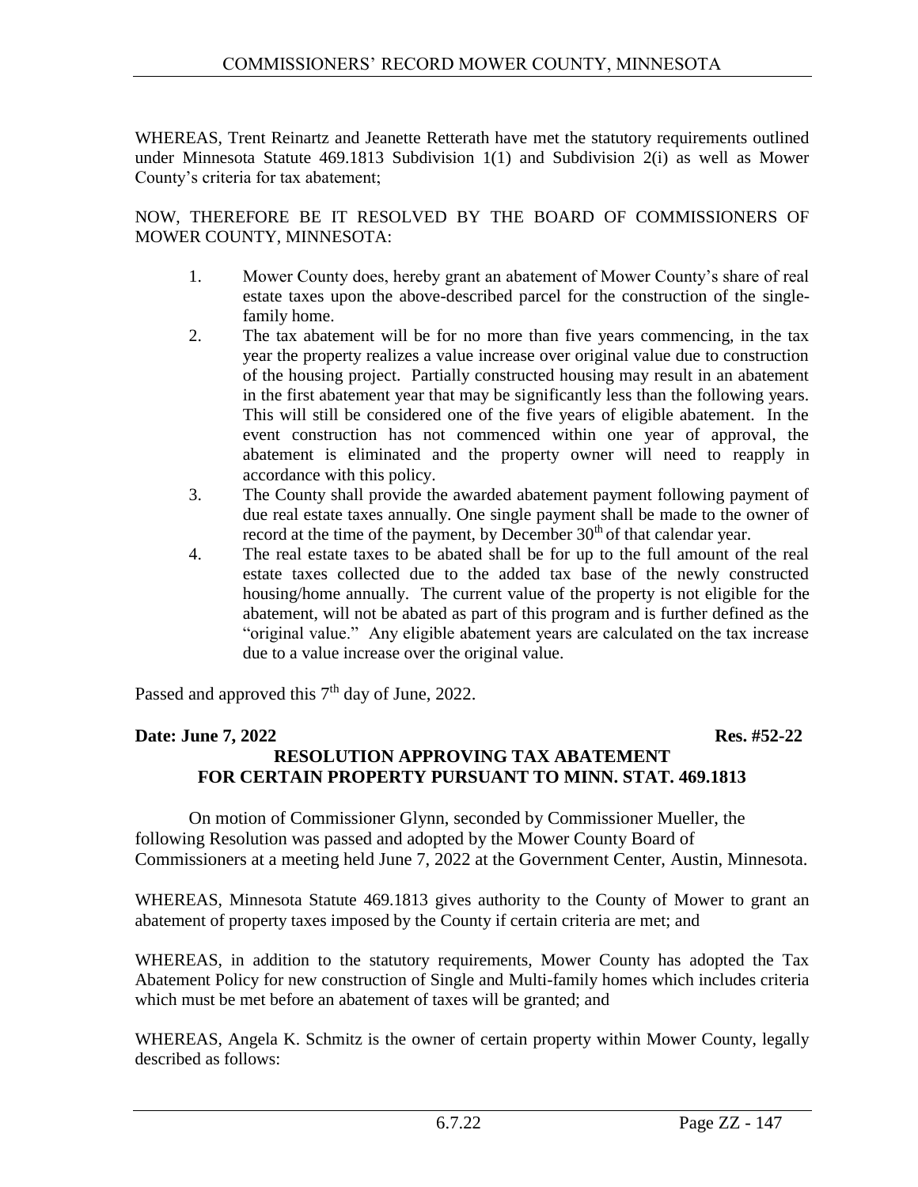WHEREAS, Trent Reinartz and Jeanette Retterath have met the statutory requirements outlined under Minnesota Statute 469.1813 Subdivision 1(1) and Subdivision 2(i) as well as Mower County's criteria for tax abatement;

NOW, THEREFORE BE IT RESOLVED BY THE BOARD OF COMMISSIONERS OF MOWER COUNTY, MINNESOTA:

1. Mower County does, hereby grant an abatement of Mower County's share of real estate taxes upon the above-described parcel for the construction of the single-family home.
2. The tax abatement will be for no more than five years commencing, in the tax year the property realizes a value increase over original value due to construction of the housing project. Partially constructed housing may result in an abatement in the first abatement year that may be significantly less than the following years. This will still be considered one of the five years of eligible abatement. In the event construction has not commenced within one year of approval, the abatement is eliminated and the property owner will need to reapply in accordance with this policy.
3. The County shall provide the awarded abatement payment following payment of due real estate taxes annually. One single payment shall be made to the owner of record at the time of the payment, by December 30th of that calendar year.
4. The real estate taxes to be abated shall be for up to the full amount of the real estate taxes collected due to the added tax base of the newly constructed housing/home annually. The current value of the property is not eligible for the abatement, will not be abated as part of this program and is further defined as the "original value." Any eligible abatement years are calculated on the tax increase due to a value increase over the original value.

Passed and approved this 7th day of June, 2022.

**Date: June 7, 2022** **Res. #52-22**

**RESOLUTION APPROVING TAX ABATEMENT FOR CERTAIN PROPERTY PURSUANT TO MINN. STAT. 469.1813**

On motion of Commissioner Glynn, seconded by Commissioner Mueller, the following Resolution was passed and adopted by the Mower County Board of Commissioners at a meeting held June 7, 2022 at the Government Center, Austin, Minnesota.

WHEREAS, Minnesota Statute 469.1813 gives authority to the County of Mower to grant an abatement of property taxes imposed by the County if certain criteria are met; and

WHEREAS, in addition to the statutory requirements, Mower County has adopted the Tax Abatement Policy for new construction of Single and Multi-family homes which includes criteria which must be met before an abatement of taxes will be granted; and

WHEREAS, Angela K. Schmitz is the owner of certain property within Mower County, legally described as follows: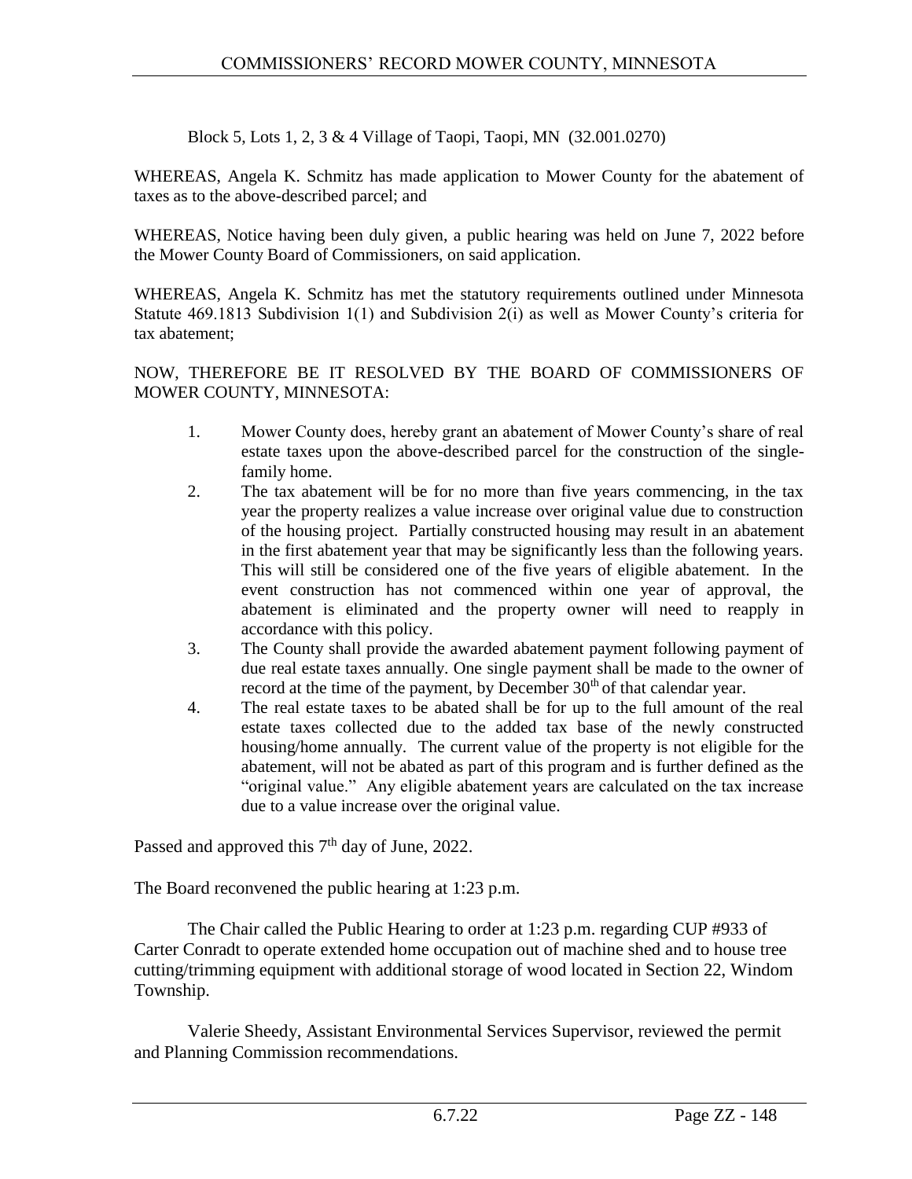Block 5, Lots 1, 2, 3 & 4 Village of Taopi, Taopi, MN (32.001.0270)

WHEREAS, Angela K. Schmitz has made application to Mower County for the abatement of taxes as to the above-described parcel; and

WHEREAS, Notice having been duly given, a public hearing was held on June 7, 2022 before the Mower County Board of Commissioners, on said application.

WHEREAS, Angela K. Schmitz has met the statutory requirements outlined under Minnesota Statute 469.1813 Subdivision 1(1) and Subdivision 2(i) as well as Mower County's criteria for tax abatement;

NOW, THEREFORE BE IT RESOLVED BY THE BOARD OF COMMISSIONERS OF MOWER COUNTY, MINNESOTA:

1. Mower County does, hereby grant an abatement of Mower County's share of real estate taxes upon the above-described parcel for the construction of the single-family home.
2. The tax abatement will be for no more than five years commencing, in the tax year the property realizes a value increase over original value due to construction of the housing project. Partially constructed housing may result in an abatement in the first abatement year that may be significantly less than the following years. This will still be considered one of the five years of eligible abatement. In the event construction has not commenced within one year of approval, the abatement is eliminated and the property owner will need to reapply in accordance with this policy.
3. The County shall provide the awarded abatement payment following payment of due real estate taxes annually. One single payment shall be made to the owner of record at the time of the payment, by December 30th of that calendar year.
4. The real estate taxes to be abated shall be for up to the full amount of the real estate taxes collected due to the added tax base of the newly constructed housing/home annually. The current value of the property is not eligible for the abatement, will not be abated as part of this program and is further defined as the "original value." Any eligible abatement years are calculated on the tax increase due to a value increase over the original value.

Passed and approved this 7th day of June, 2022.

The Board reconvened the public hearing at 1:23 p.m.

The Chair called the Public Hearing to order at 1:23 p.m. regarding CUP #933 of Carter Conradt to operate extended home occupation out of machine shed and to house tree cutting/trimming equipment with additional storage of wood located in Section 22, Windom Township.

Valerie Sheedy, Assistant Environmental Services Supervisor, reviewed the permit and Planning Commission recommendations.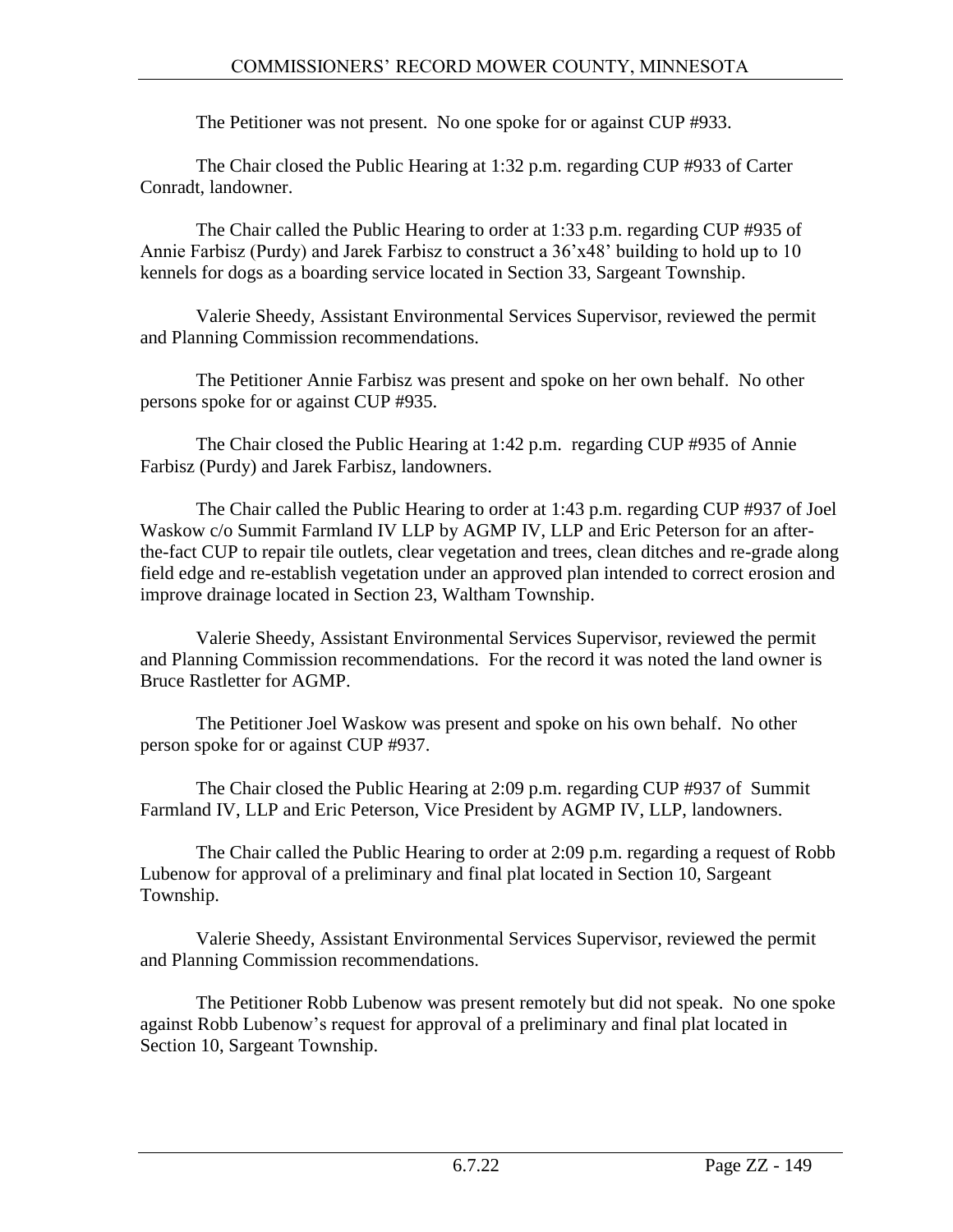The Petitioner was not present. No one spoke for or against CUP #933.

The Chair closed the Public Hearing at 1:32 p.m. regarding CUP #933 of Carter Conradt, landowner.

The Chair called the Public Hearing to order at 1:33 p.m. regarding CUP #935 of Annie Farbisz (Purdy) and Jarek Farbisz to construct a 36'x48' building to hold up to 10 kennels for dogs as a boarding service located in Section 33, Sargeant Township.

Valerie Sheedy, Assistant Environmental Services Supervisor, reviewed the permit and Planning Commission recommendations.

The Petitioner Annie Farbisz was present and spoke on her own behalf. No other persons spoke for or against CUP #935.

The Chair closed the Public Hearing at 1:42 p.m. regarding CUP #935 of Annie Farbisz (Purdy) and Jarek Farbisz, landowners.

The Chair called the Public Hearing to order at 1:43 p.m. regarding CUP #937 of Joel Waskow c/o Summit Farmland IV LLP by AGMP IV, LLP and Eric Peterson for an after-the-fact CUP to repair tile outlets, clear vegetation and trees, clean ditches and re-grade along field edge and re-establish vegetation under an approved plan intended to correct erosion and improve drainage located in Section 23, Waltham Township.

Valerie Sheedy, Assistant Environmental Services Supervisor, reviewed the permit and Planning Commission recommendations. For the record it was noted the land owner is Bruce Rastletter for AGMP.

The Petitioner Joel Waskow was present and spoke on his own behalf. No other person spoke for or against CUP #937.

The Chair closed the Public Hearing at 2:09 p.m. regarding CUP #937 of Summit Farmland IV, LLP and Eric Peterson, Vice President by AGMP IV, LLP, landowners.

The Chair called the Public Hearing to order at 2:09 p.m. regarding a request of Robb Lubenow for approval of a preliminary and final plat located in Section 10, Sargeant Township.

Valerie Sheedy, Assistant Environmental Services Supervisor, reviewed the permit and Planning Commission recommendations.

The Petitioner Robb Lubenow was present remotely but did not speak. No one spoke against Robb Lubenow's request for approval of a preliminary and final plat located in Section 10, Sargeant Township.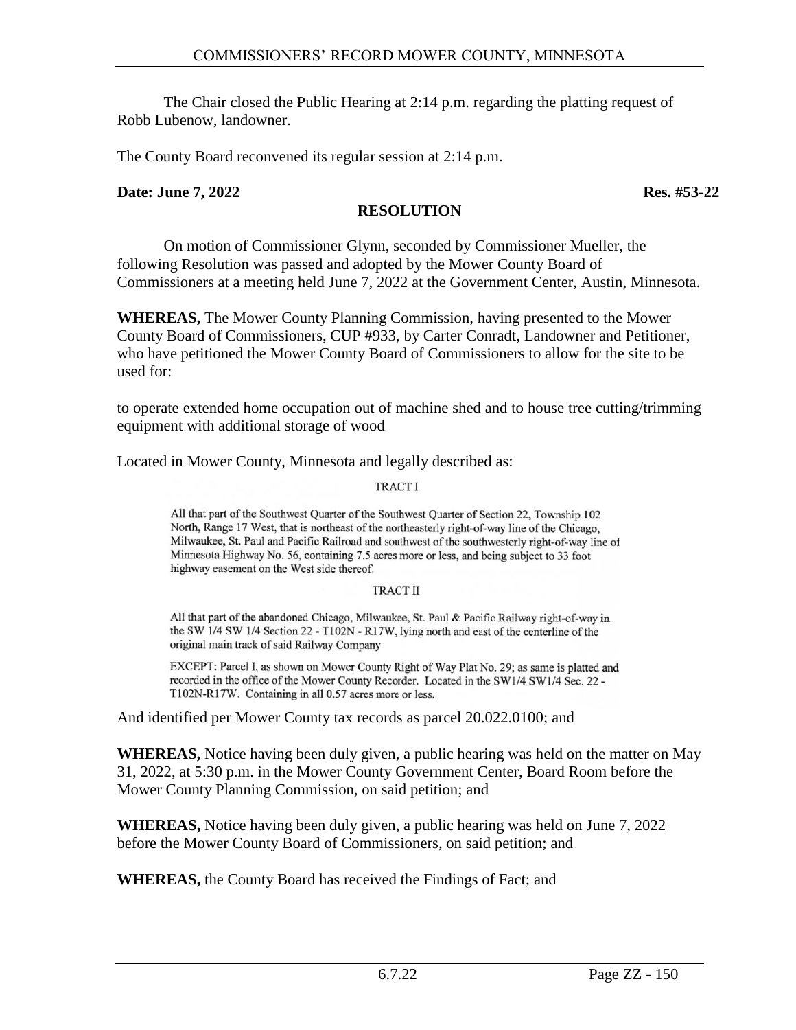The Chair closed the Public Hearing at 2:14 p.m. regarding the platting request of Robb Lubenow, landowner.

The County Board reconvened its regular session at 2:14 p.m.

**Date: June 7, 2022** **Res. #53-22**

**RESOLUTION**

On motion of Commissioner Glynn, seconded by Commissioner Mueller, the following Resolution was passed and adopted by the Mower County Board of Commissioners at a meeting held June 7, 2022 at the Government Center, Austin, Minnesota.

**WHEREAS,** The Mower County Planning Commission, having presented to the Mower County Board of Commissioners, CUP #933, by Carter Conradt, Landowner and Petitioner, who have petitioned the Mower County Board of Commissioners to allow for the site to be used for:

to operate extended home occupation out of machine shed and to house tree cutting/trimming equipment with additional storage of wood

Located in Mower County, Minnesota and legally described as:

TRACT I

All that part of the Southwest Quarter of the Southwest Quarter of Section 22, Township 102 North, Range 17 West, that is northeast of the northeasterly right-of-way line of the Chicago, Milwaukee, St. Paul and Pacific Railroad and southwest of the southwesterly right-of-way line of Minnesota Highway No. 56, containing 7.5 acres more or less, and being subject to 33 foot highway easement on the West side thereof.

TRACT II

All that part of the abandoned Chicago, Milwaukee, St. Paul & Pacific Railway right-of-way in the SW 1/4 SW 1/4 Section 22 - T102N - R17W, lying north and east of the centerline of the original main track of said Railway Company

EXCEPT: Parcel I, as shown on Mower County Right of Way Plat No. 29; as same is platted and recorded in the office of the Mower County Recorder. Located in the SW1/4 SW1/4 Sec. 22 - T102N-R17W. Containing in all 0.57 acres more or less.

And identified per Mower County tax records as parcel 20.022.0100; and

**WHEREAS,** Notice having been duly given, a public hearing was held on the matter on May 31, 2022, at 5:30 p.m. in the Mower County Government Center, Board Room before the Mower County Planning Commission, on said petition; and

**WHEREAS,** Notice having been duly given, a public hearing was held on June 7, 2022 before the Mower County Board of Commissioners, on said petition; and

**WHEREAS,** the County Board has received the Findings of Fact; and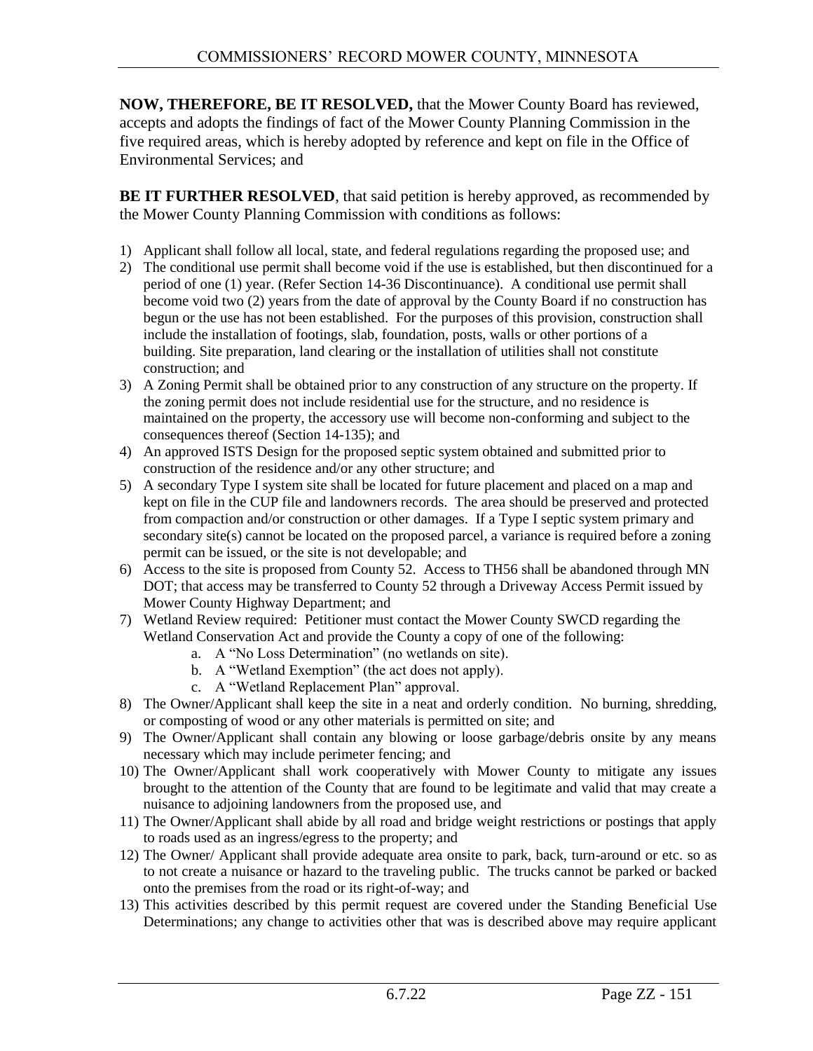**NOW, THEREFORE, BE IT RESOLVED,** that the Mower County Board has reviewed, accepts and adopts the findings of fact of the Mower County Planning Commission in the five required areas, which is hereby adopted by reference and kept on file in the Office of Environmental Services; and

**BE IT FURTHER RESOLVED**, that said petition is hereby approved, as recommended by the Mower County Planning Commission with conditions as follows:

1) Applicant shall follow all local, state, and federal regulations regarding the proposed use; and
2) The conditional use permit shall become void if the use is established, but then discontinued for a period of one (1) year. (Refer Section 14-36 Discontinuance). A conditional use permit shall become void two (2) years from the date of approval by the County Board if no construction has begun or the use has not been established. For the purposes of this provision, construction shall include the installation of footings, slab, foundation, posts, walls or other portions of a building. Site preparation, land clearing or the installation of utilities shall not constitute construction; and
3) A Zoning Permit shall be obtained prior to any construction of any structure on the property. If the zoning permit does not include residential use for the structure, and no residence is maintained on the property, the accessory use will become non-conforming and subject to the consequences thereof (Section 14-135); and
4) An approved ISTS Design for the proposed septic system obtained and submitted prior to construction of the residence and/or any other structure; and
5) A secondary Type I system site shall be located for future placement and placed on a map and kept on file in the CUP file and landowners records. The area should be preserved and protected from compaction and/or construction or other damages. If a Type I septic system primary and secondary site(s) cannot be located on the proposed parcel, a variance is required before a zoning permit can be issued, or the site is not developable; and
6) Access to the site is proposed from County 52. Access to TH56 shall be abandoned through MN DOT; that access may be transferred to County 52 through a Driveway Access Permit issued by Mower County Highway Department; and
7) Wetland Review required: Petitioner must contact the Mower County SWCD regarding the Wetland Conservation Act and provide the County a copy of one of the following:
   a. A "No Loss Determination" (no wetlands on site).
   b. A "Wetland Exemption" (the act does not apply).
   c. A "Wetland Replacement Plan" approval.
8) The Owner/Applicant shall keep the site in a neat and orderly condition. No burning, shredding, or composting of wood or any other materials is permitted on site; and
9) The Owner/Applicant shall contain any blowing or loose garbage/debris onsite by any means necessary which may include perimeter fencing; and
10) The Owner/Applicant shall work cooperatively with Mower County to mitigate any issues brought to the attention of the County that are found to be legitimate and valid that may create a nuisance to adjoining landowners from the proposed use, and
11) The Owner/Applicant shall abide by all road and bridge weight restrictions or postings that apply to roads used as an ingress/egress to the property; and
12) The Owner/ Applicant shall provide adequate area onsite to park, back, turn-around or etc. so as to not create a nuisance or hazard to the traveling public. The trucks cannot be parked or backed onto the premises from the road or its right-of-way; and
13) This activities described by this permit request are covered under the Standing Beneficial Use Determinations; any change to activities other that was is described above may require applicant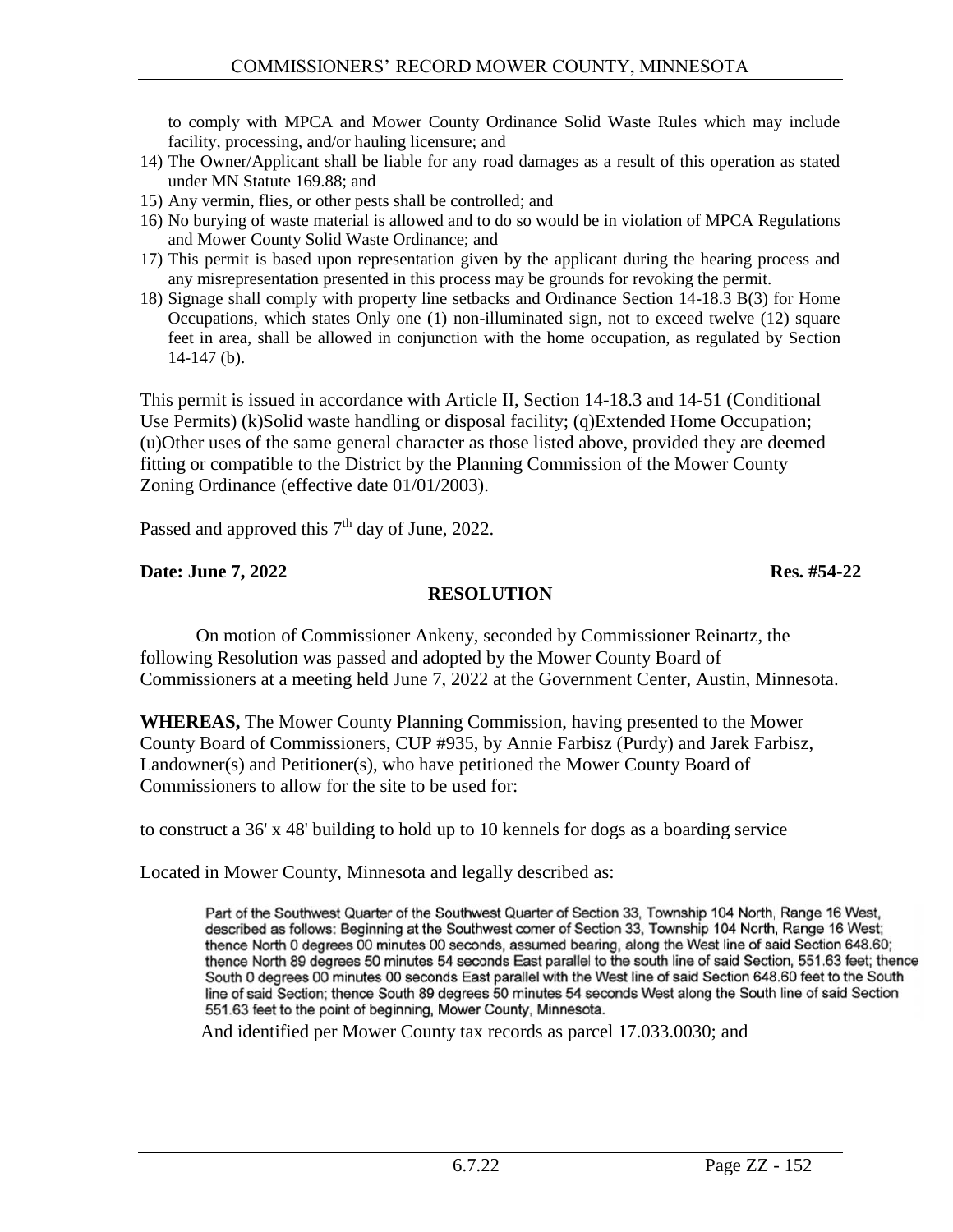to comply with MPCA and Mower County Ordinance Solid Waste Rules which may include facility, processing, and/or hauling licensure; and

14) The Owner/Applicant shall be liable for any road damages as a result of this operation as stated under MN Statute 169.88; and
15) Any vermin, flies, or other pests shall be controlled; and
16) No burying of waste material is allowed and to do so would be in violation of MPCA Regulations and Mower County Solid Waste Ordinance; and
17) This permit is based upon representation given by the applicant during the hearing process and any misrepresentation presented in this process may be grounds for revoking the permit.
18) Signage shall comply with property line setbacks and Ordinance Section 14-18.3 B(3) for Home Occupations, which states Only one (1) non-illuminated sign, not to exceed twelve (12) square feet in area, shall be allowed in conjunction with the home occupation, as regulated by Section 14-147 (b).

This permit is issued in accordance with Article II, Section 14-18.3 and 14-51 (Conditional Use Permits) (k)Solid waste handling or disposal facility; (q)Extended Home Occupation; (u)Other uses of the same general character as those listed above, provided they are deemed fitting or compatible to the District by the Planning Commission of the Mower County Zoning Ordinance (effective date 01/01/2003).

Passed and approved this 7th day of June, 2022.

**Date: June 7, 2022** **Res. #54-22**

**RESOLUTION**

On motion of Commissioner Ankeny, seconded by Commissioner Reinartz, the following Resolution was passed and adopted by the Mower County Board of Commissioners at a meeting held June 7, 2022 at the Government Center, Austin, Minnesota.

**WHEREAS,** The Mower County Planning Commission, having presented to the Mower County Board of Commissioners, CUP #935, by Annie Farbisz (Purdy) and Jarek Farbisz, Landowner(s) and Petitioner(s), who have petitioned the Mower County Board of Commissioners to allow for the site to be used for:

to construct a 36' x 48' building to hold up to 10 kennels for dogs as a boarding service

Located in Mower County, Minnesota and legally described as:

Part of the Southwest Quarter of the Southwest Quarter of Section 33, Township 104 North, Range 16 West, described as follows: Beginning at the Southwest comer of Section 33, Township 104 North, Range 16 West; thence North 0 degrees 00 minutes 00 seconds, assumed bearing, along the West line of said Section 648.60; thence North 89 degrees 50 minutes 54 seconds East parallel to the south line of said Section, 551.63 feet; thence South 0 degrees 00 minutes 00 seconds East parallel with the West line of said Section 648.60 feet to the South line of said Section; thence South 89 degrees 50 minutes 54 seconds West along the South line of said Section 551.63 feet to the point of beginning, Mower County, Minnesota.

And identified per Mower County tax records as parcel 17.033.0030; and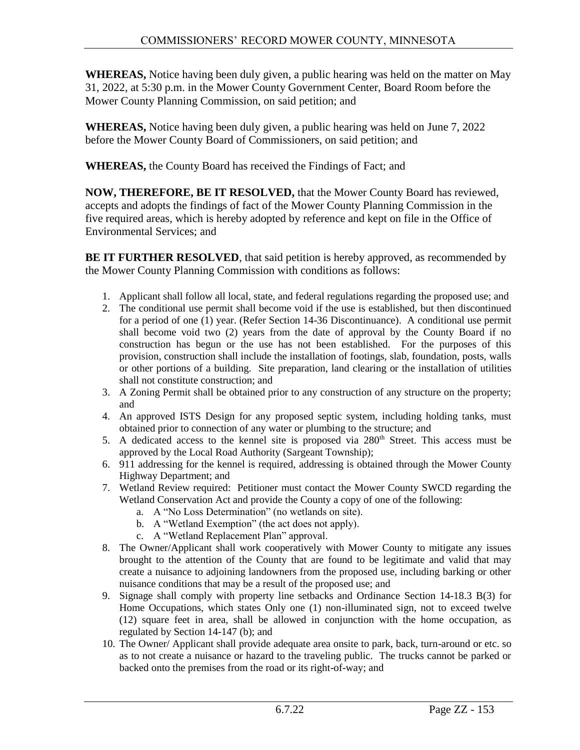**WHEREAS,** Notice having been duly given, a public hearing was held on the matter on May 31, 2022, at 5:30 p.m. in the Mower County Government Center, Board Room before the Mower County Planning Commission, on said petition; and

**WHEREAS,** Notice having been duly given, a public hearing was held on June 7, 2022 before the Mower County Board of Commissioners, on said petition; and

**WHEREAS,** the County Board has received the Findings of Fact; and

**NOW, THEREFORE, BE IT RESOLVED,** that the Mower County Board has reviewed, accepts and adopts the findings of fact of the Mower County Planning Commission in the five required areas, which is hereby adopted by reference and kept on file in the Office of Environmental Services; and

**BE IT FURTHER RESOLVED**, that said petition is hereby approved, as recommended by the Mower County Planning Commission with conditions as follows:

1. Applicant shall follow all local, state, and federal regulations regarding the proposed use; and
2. The conditional use permit shall become void if the use is established, but then discontinued for a period of one (1) year. (Refer Section 14-36 Discontinuance). A conditional use permit shall become void two (2) years from the date of approval by the County Board if no construction has begun or the use has not been established. For the purposes of this provision, construction shall include the installation of footings, slab, foundation, posts, walls or other portions of a building. Site preparation, land clearing or the installation of utilities shall not constitute construction; and
3. A Zoning Permit shall be obtained prior to any construction of any structure on the property; and
4. An approved ISTS Design for any proposed septic system, including holding tanks, must obtained prior to connection of any water or plumbing to the structure; and
5. A dedicated access to the kennel site is proposed via 280th Street. This access must be approved by the Local Road Authority (Sargeant Township);
6. 911 addressing for the kennel is required, addressing is obtained through the Mower County Highway Department; and
7. Wetland Review required: Petitioner must contact the Mower County SWCD regarding the Wetland Conservation Act and provide the County a copy of one of the following:
    a. A "No Loss Determination" (no wetlands on site).
    b. A "Wetland Exemption" (the act does not apply).
    c. A "Wetland Replacement Plan" approval.
8. The Owner/Applicant shall work cooperatively with Mower County to mitigate any issues brought to the attention of the County that are found to be legitimate and valid that may create a nuisance to adjoining landowners from the proposed use, including barking or other nuisance conditions that may be a result of the proposed use; and
9. Signage shall comply with property line setbacks and Ordinance Section 14-18.3 B(3) for Home Occupations, which states Only one (1) non-illuminated sign, not to exceed twelve (12) square feet in area, shall be allowed in conjunction with the home occupation, as regulated by Section 14-147 (b); and
10. The Owner/ Applicant shall provide adequate area onsite to park, back, turn-around or etc. so as to not create a nuisance or hazard to the traveling public. The trucks cannot be parked or backed onto the premises from the road or its right-of-way; and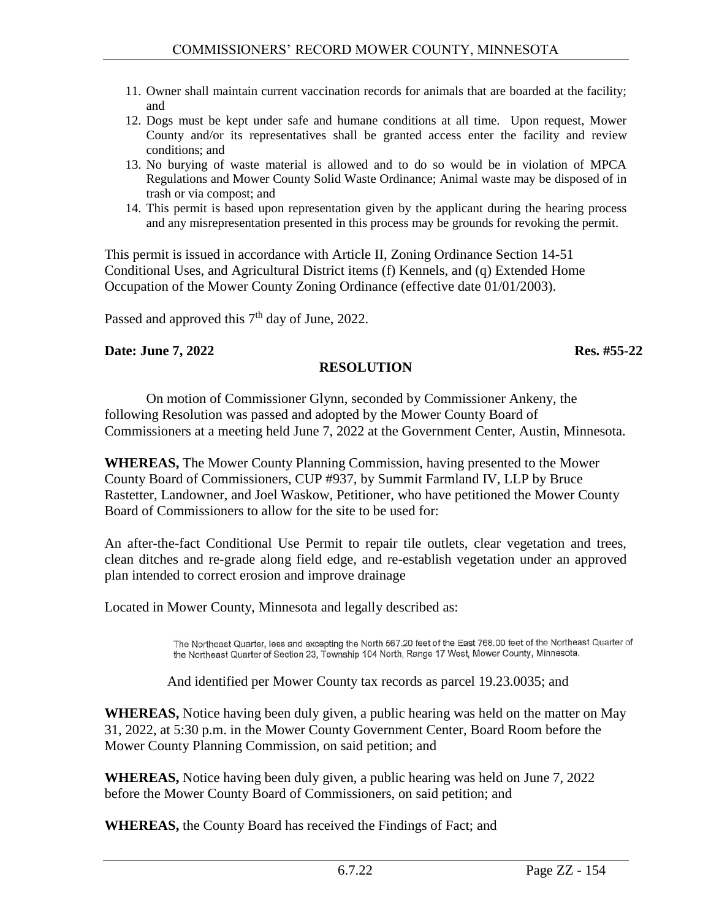11. Owner shall maintain current vaccination records for animals that are boarded at the facility; and
12. Dogs must be kept under safe and humane conditions at all time. Upon request, Mower County and/or its representatives shall be granted access enter the facility and review conditions; and
13. No burying of waste material is allowed and to do so would be in violation of MPCA Regulations and Mower County Solid Waste Ordinance; Animal waste may be disposed of in trash or via compost; and
14. This permit is based upon representation given by the applicant during the hearing process and any misrepresentation presented in this process may be grounds for revoking the permit.

This permit is issued in accordance with Article II, Zoning Ordinance Section 14-51 Conditional Uses, and Agricultural District items (f) Kennels, and (q) Extended Home Occupation of the Mower County Zoning Ordinance (effective date 01/01/2003).

Passed and approved this 7th day of June, 2022.

**Date: June 7, 2022** **Res. #55-22**

**RESOLUTION**

On motion of Commissioner Glynn, seconded by Commissioner Ankeny, the following Resolution was passed and adopted by the Mower County Board of Commissioners at a meeting held June 7, 2022 at the Government Center, Austin, Minnesota.

**WHEREAS,** The Mower County Planning Commission, having presented to the Mower County Board of Commissioners, CUP #937, by Summit Farmland IV, LLP by Bruce Rastetter, Landowner, and Joel Waskow, Petitioner, who have petitioned the Mower County Board of Commissioners to allow for the site to be used for:

An after-the-fact Conditional Use Permit to repair tile outlets, clear vegetation and trees, clean ditches and re-grade along field edge, and re-establish vegetation under an approved plan intended to correct erosion and improve drainage

Located in Mower County, Minnesota and legally described as:

> The Northeast Quarter, less and excepting the North 567.20 feet of the East 768.00 feet of the Northeast Quarter of the Northeast Quarter of Section 23, Township 104 North, Range 17 West, Mower County, Minnesota.

And identified per Mower County tax records as parcel 19.23.0035; and

**WHEREAS,** Notice having been duly given, a public hearing was held on the matter on May 31, 2022, at 5:30 p.m. in the Mower County Government Center, Board Room before the Mower County Planning Commission, on said petition; and

**WHEREAS,** Notice having been duly given, a public hearing was held on June 7, 2022 before the Mower County Board of Commissioners, on said petition; and

**WHEREAS,** the County Board has received the Findings of Fact; and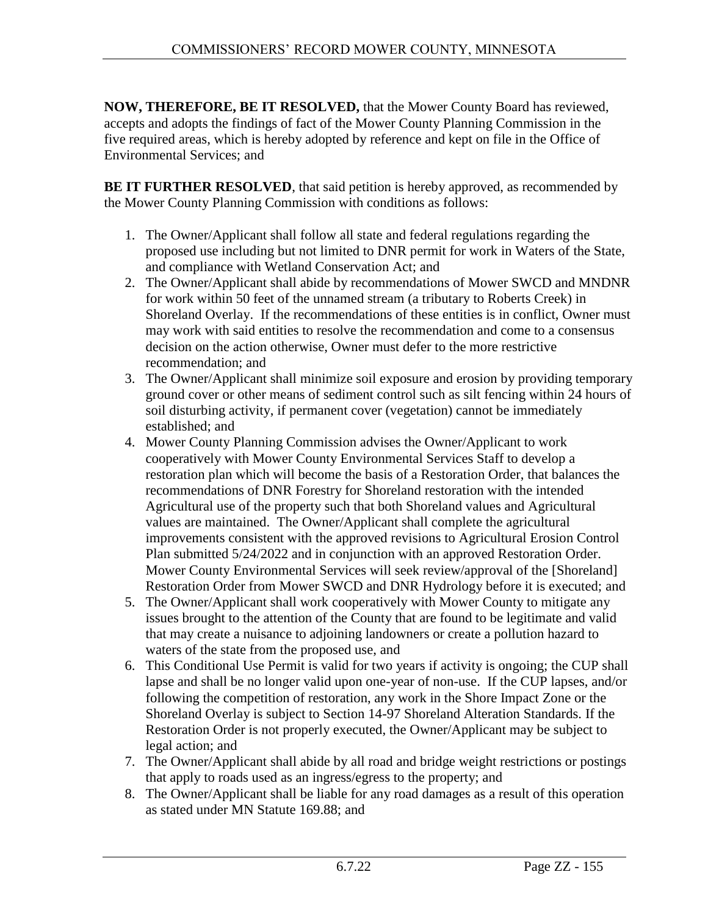**NOW, THEREFORE, BE IT RESOLVED,** that the Mower County Board has reviewed, accepts and adopts the findings of fact of the Mower County Planning Commission in the five required areas, which is hereby adopted by reference and kept on file in the Office of Environmental Services; and

**BE IT FURTHER RESOLVED**, that said petition is hereby approved, as recommended by the Mower County Planning Commission with conditions as follows:

1. The Owner/Applicant shall follow all state and federal regulations regarding the proposed use including but not limited to DNR permit for work in Waters of the State, and compliance with Wetland Conservation Act; and
2. The Owner/Applicant shall abide by recommendations of Mower SWCD and MNDNR for work within 50 feet of the unnamed stream (a tributary to Roberts Creek) in Shoreland Overlay. If the recommendations of these entities is in conflict, Owner must may work with said entities to resolve the recommendation and come to a consensus decision on the action otherwise, Owner must defer to the more restrictive recommendation; and
3. The Owner/Applicant shall minimize soil exposure and erosion by providing temporary ground cover or other means of sediment control such as silt fencing within 24 hours of soil disturbing activity, if permanent cover (vegetation) cannot be immediately established; and
4. Mower County Planning Commission advises the Owner/Applicant to work cooperatively with Mower County Environmental Services Staff to develop a restoration plan which will become the basis of a Restoration Order, that balances the recommendations of DNR Forestry for Shoreland restoration with the intended Agricultural use of the property such that both Shoreland values and Agricultural values are maintained. The Owner/Applicant shall complete the agricultural improvements consistent with the approved revisions to Agricultural Erosion Control Plan submitted 5/24/2022 and in conjunction with an approved Restoration Order. Mower County Environmental Services will seek review/approval of the [Shoreland] Restoration Order from Mower SWCD and DNR Hydrology before it is executed; and
5. The Owner/Applicant shall work cooperatively with Mower County to mitigate any issues brought to the attention of the County that are found to be legitimate and valid that may create a nuisance to adjoining landowners or create a pollution hazard to waters of the state from the proposed use, and
6. This Conditional Use Permit is valid for two years if activity is ongoing; the CUP shall lapse and shall be no longer valid upon one-year of non-use. If the CUP lapses, and/or following the competition of restoration, any work in the Shore Impact Zone or the Shoreland Overlay is subject to Section 14-97 Shoreland Alteration Standards. If the Restoration Order is not properly executed, the Owner/Applicant may be subject to legal action; and
7. The Owner/Applicant shall abide by all road and bridge weight restrictions or postings that apply to roads used as an ingress/egress to the property; and
8. The Owner/Applicant shall be liable for any road damages as a result of this operation as stated under MN Statute 169.88; and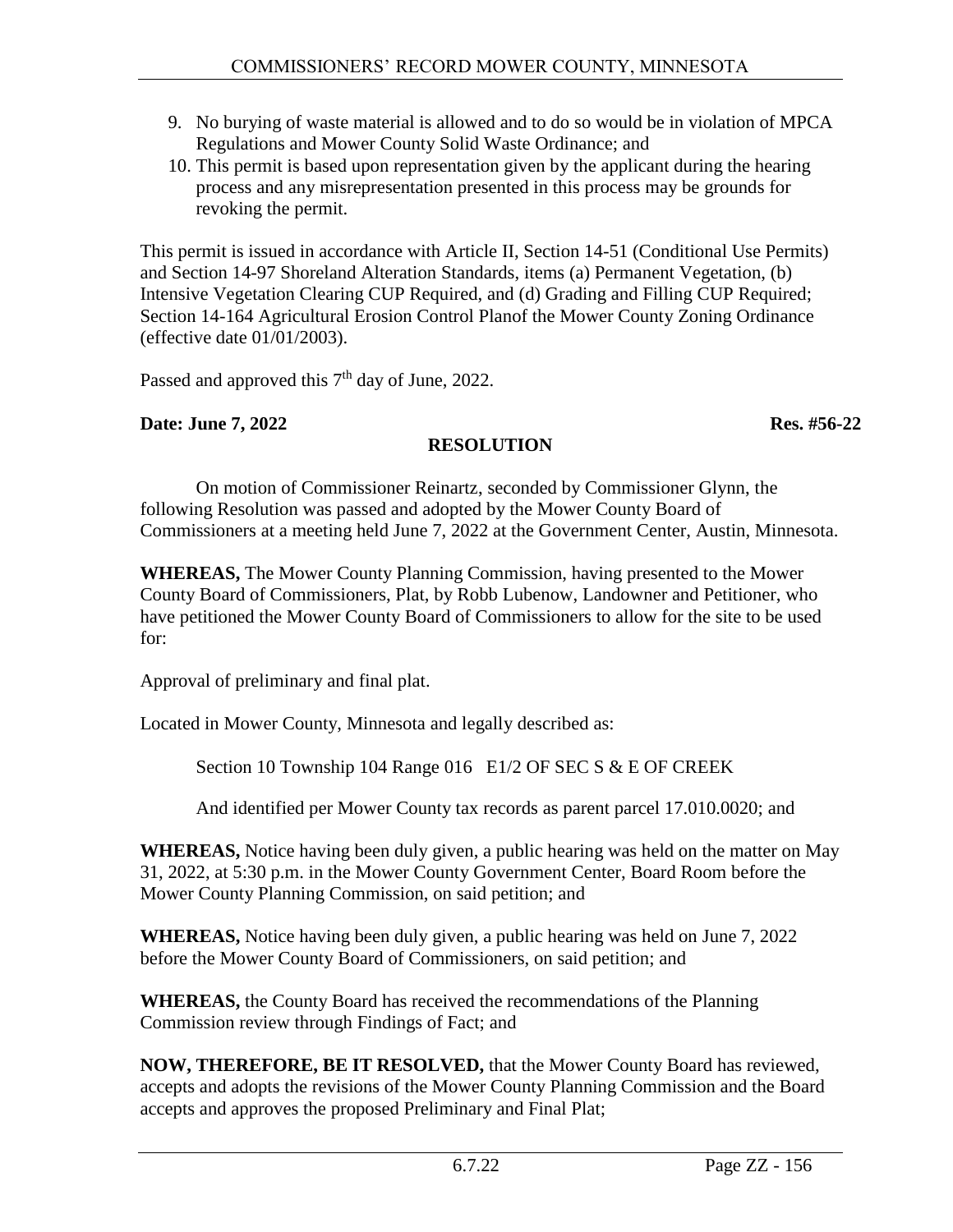9. No burying of waste material is allowed and to do so would be in violation of MPCA Regulations and Mower County Solid Waste Ordinance; and
10. This permit is based upon representation given by the applicant during the hearing process and any misrepresentation presented in this process may be grounds for revoking the permit.

This permit is issued in accordance with Article II, Section 14-51 (Conditional Use Permits) and Section 14-97 Shoreland Alteration Standards, items (a) Permanent Vegetation, (b) Intensive Vegetation Clearing CUP Required, and (d) Grading and Filling CUP Required; Section 14-164 Agricultural Erosion Control Planof the Mower County Zoning Ordinance (effective date 01/01/2003).

Passed and approved this 7th day of June, 2022.

**Date: June 7, 2022** **Res. #56-22**

**RESOLUTION**

On motion of Commissioner Reinartz, seconded by Commissioner Glynn, the following Resolution was passed and adopted by the Mower County Board of Commissioners at a meeting held June 7, 2022 at the Government Center, Austin, Minnesota.

**WHEREAS,** The Mower County Planning Commission, having presented to the Mower County Board of Commissioners, Plat, by Robb Lubenow, Landowner and Petitioner, who have petitioned the Mower County Board of Commissioners to allow for the site to be used for:

Approval of preliminary and final plat.

Located in Mower County, Minnesota and legally described as:

Section 10 Township 104 Range 016 E1/2 OF SEC S & E OF CREEK

And identified per Mower County tax records as parent parcel 17.010.0020; and

**WHEREAS,** Notice having been duly given, a public hearing was held on the matter on May 31, 2022, at 5:30 p.m. in the Mower County Government Center, Board Room before the Mower County Planning Commission, on said petition; and

**WHEREAS,** Notice having been duly given, a public hearing was held on June 7, 2022 before the Mower County Board of Commissioners, on said petition; and

**WHEREAS,** the County Board has received the recommendations of the Planning Commission review through Findings of Fact; and

**NOW, THEREFORE, BE IT RESOLVED,** that the Mower County Board has reviewed, accepts and adopts the revisions of the Mower County Planning Commission and the Board accepts and approves the proposed Preliminary and Final Plat;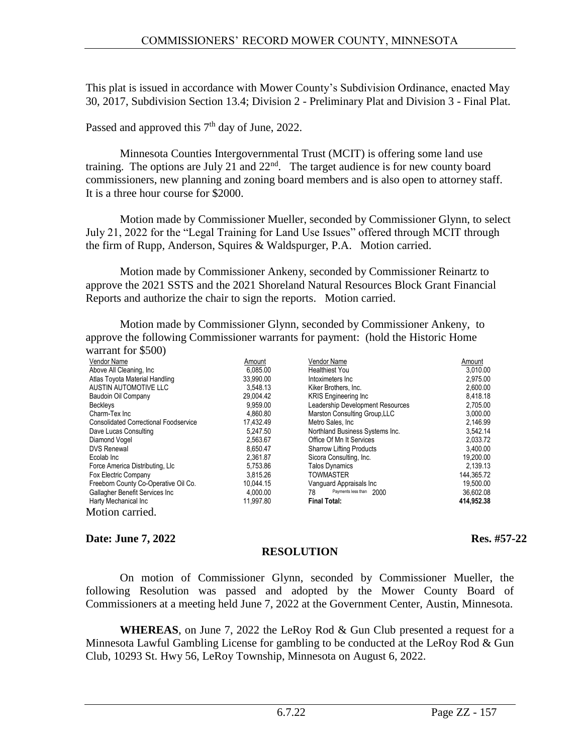This plat is issued in accordance with Mower County's Subdivision Ordinance, enacted May 30, 2017, Subdivision Section 13.4; Division 2 - Preliminary Plat and Division 3 - Final Plat.

Passed and approved this 7th day of June, 2022.

Minnesota Counties Intergovernmental Trust (MCIT) is offering some land use training. The options are July 21 and 22nd. The target audience is for new county board commissioners, new planning and zoning board members and is also open to attorney staff. It is a three hour course for $2000.

Motion made by Commissioner Mueller, seconded by Commissioner Glynn, to select July 21, 2022 for the "Legal Training for Land Use Issues" offered through MCIT through the firm of Rupp, Anderson, Squires & Waldspurger, P.A. Motion carried.

Motion made by Commissioner Ankeny, seconded by Commissioner Reinartz to approve the 2021 SSTS and the 2021 Shoreland Natural Resources Block Grant Financial Reports and authorize the chair to sign the reports. Motion carried.

Motion made by Commissioner Glynn, seconded by Commissioner Ankeny, to approve the following Commissioner warrants for payment: (hold the Historic Home warrant for $500)

| Vendor Name | Amount | Vendor Name | Amount |
|---|---|---|---|
| Above All Cleaning, Inc | 6,085.00 | Healthiest You | 3,010.00 |
| Atlas Toyota Material Handling | 33,990.00 | Intoximeters Inc | 2,975.00 |
| AUSTIN AUTOMOTIVE LLC | 3,548.13 | Kiker Brothers, Inc. | 2,600.00 |
| Baudoin Oil Company | 29,004.42 | KRIS Engineering Inc | 8,418.18 |
| Beckleys | 9,959.00 | Leadership Development Resources | 2,705.00 |
| Charm-Tex Inc | 4,860.80 | Marston Consulting Group,LLC | 3,000.00 |
| Consolidated Correctional Foodservice | 17,432.49 | Metro Sales, Inc | 2,146.99 |
| Dave Lucas Consulting | 5,247.50 | Northland Business Systems Inc. | 3,542.14 |
| Diamond Vogel | 2,563.67 | Office Of Mn It Services | 2,033.72 |
| DVS Renewal | 8,650.47 | Sharrow Lifting Products | 3,400.00 |
| Ecolab Inc | 2,361.87 | Sicora Consulting, Inc. | 19,200.00 |
| Force America Distributing, Llc | 5,753.86 | Talos Dynamics | 2,139.13 |
| Fox Electric Company | 3,815.26 | TOWMASTER | 144,365.72 |
| Freeborn County Co-Operative Oil Co. | 10,044.15 | Vanguard Appraisals Inc | 19,500.00 |
| Gallagher Benefit Services Inc | 4,000.00 | 78 Payments less than 2000 | 36,602.08 |
| Harty Mechanical Inc | 11,997.80 | **Final Total:** | **414,952.38** |

Motion carried.

**Date: June 7, 2022** **Res. #57-22**

**RESOLUTION**

On motion of Commissioner Glynn, seconded by Commissioner Mueller, the following Resolution was passed and adopted by the Mower County Board of Commissioners at a meeting held June 7, 2022 at the Government Center, Austin, Minnesota.

**WHEREAS**, on June 7, 2022 the LeRoy Rod & Gun Club presented a request for a Minnesota Lawful Gambling License for gambling to be conducted at the LeRoy Rod & Gun Club, 10293 St. Hwy 56, LeRoy Township, Minnesota on August 6, 2022.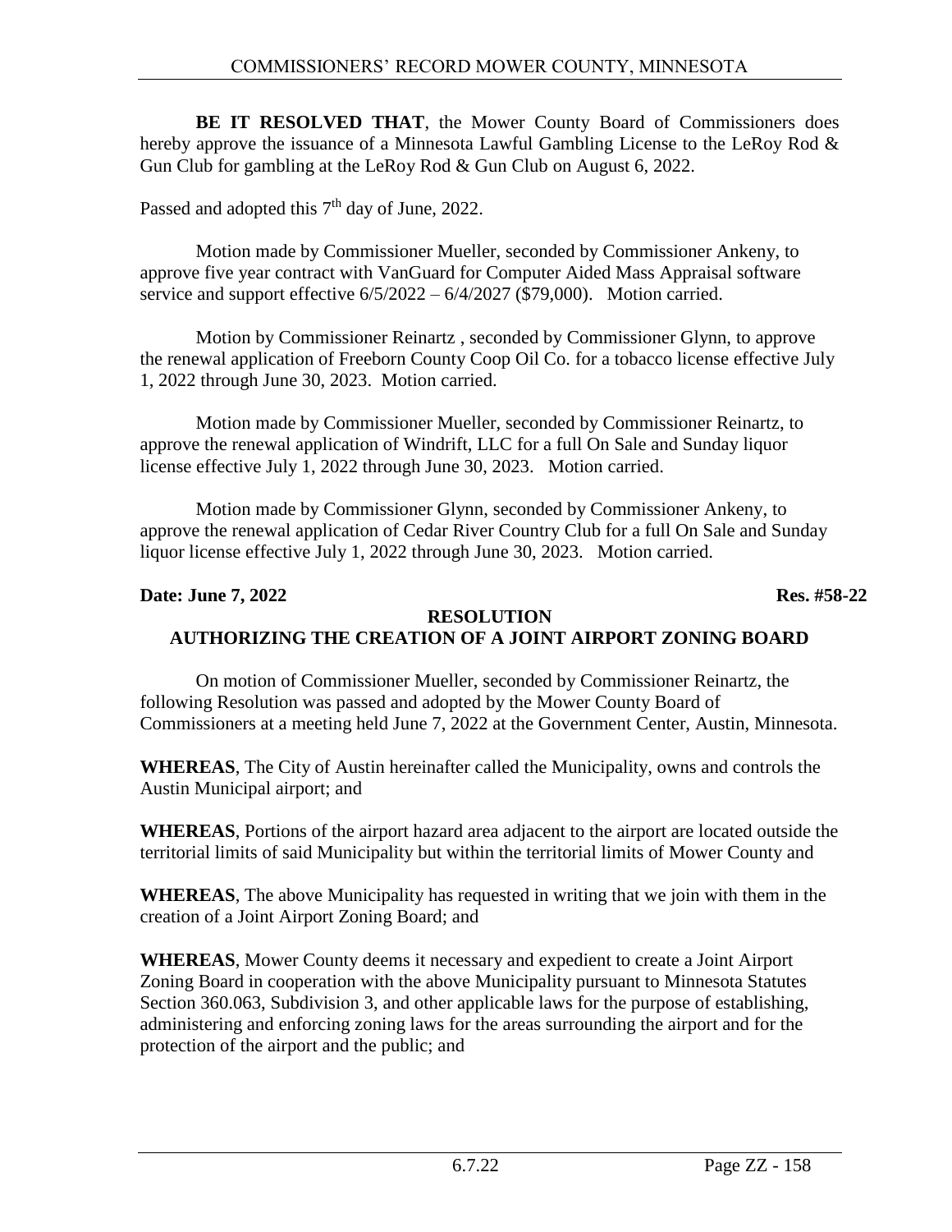**BE IT RESOLVED THAT**, the Mower County Board of Commissioners does hereby approve the issuance of a Minnesota Lawful Gambling License to the LeRoy Rod & Gun Club for gambling at the LeRoy Rod & Gun Club on August 6, 2022.

Passed and adopted this 7th day of June, 2022.

Motion made by Commissioner Mueller, seconded by Commissioner Ankeny, to approve five year contract with VanGuard for Computer Aided Mass Appraisal software service and support effective 6/5/2022 – 6/4/2027 ($79,000). Motion carried.

Motion by Commissioner Reinartz , seconded by Commissioner Glynn, to approve the renewal application of Freeborn County Coop Oil Co. for a tobacco license effective July 1, 2022 through June 30, 2023. Motion carried.

Motion made by Commissioner Mueller, seconded by Commissioner Reinartz, to approve the renewal application of Windrift, LLC for a full On Sale and Sunday liquor license effective July 1, 2022 through June 30, 2023. Motion carried.

Motion made by Commissioner Glynn, seconded by Commissioner Ankeny, to approve the renewal application of Cedar River Country Club for a full On Sale and Sunday liquor license effective July 1, 2022 through June 30, 2023. Motion carried.

**Date: June 7, 2022** **Res. #58-22**

**RESOLUTION**
**AUTHORIZING THE CREATION OF A JOINT AIRPORT ZONING BOARD**

On motion of Commissioner Mueller, seconded by Commissioner Reinartz, the following Resolution was passed and adopted by the Mower County Board of Commissioners at a meeting held June 7, 2022 at the Government Center, Austin, Minnesota.

**WHEREAS**, The City of Austin hereinafter called the Municipality, owns and controls the Austin Municipal airport; and

**WHEREAS**, Portions of the airport hazard area adjacent to the airport are located outside the territorial limits of said Municipality but within the territorial limits of Mower County and

**WHEREAS**, The above Municipality has requested in writing that we join with them in the creation of a Joint Airport Zoning Board; and

**WHEREAS**, Mower County deems it necessary and expedient to create a Joint Airport Zoning Board in cooperation with the above Municipality pursuant to Minnesota Statutes Section 360.063, Subdivision 3, and other applicable laws for the purpose of establishing, administering and enforcing zoning laws for the areas surrounding the airport and for the protection of the airport and the public; and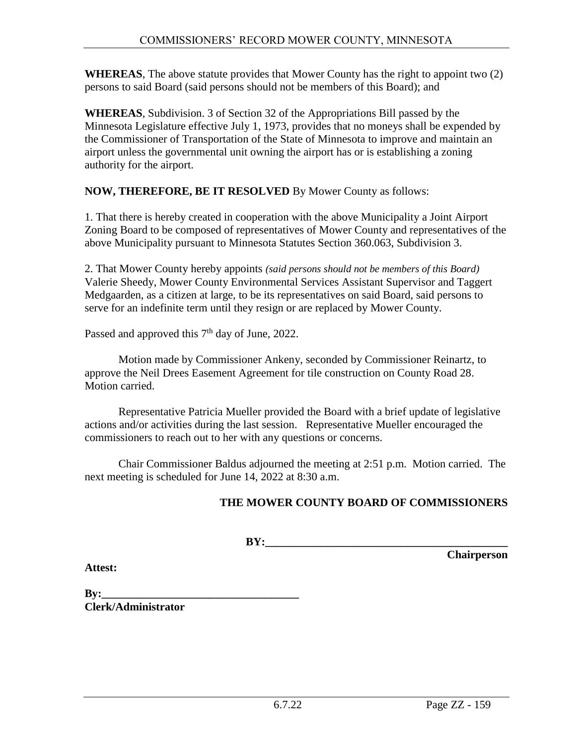**WHEREAS**, The above statute provides that Mower County has the right to appoint two (2) persons to said Board (said persons should not be members of this Board); and

**WHEREAS**, Subdivision. 3 of Section 32 of the Appropriations Bill passed by the Minnesota Legislature effective July 1, 1973, provides that no moneys shall be expended by the Commissioner of Transportation of the State of Minnesota to improve and maintain an airport unless the governmental unit owning the airport has or is establishing a zoning authority for the airport.

**NOW, THEREFORE, BE IT RESOLVED** By Mower County as follows:

1. That there is hereby created in cooperation with the above Municipality a Joint Airport Zoning Board to be composed of representatives of Mower County and representatives of the above Municipality pursuant to Minnesota Statutes Section 360.063, Subdivision 3.

2. That Mower County hereby appoints *(said persons should not be members of this Board)* Valerie Sheedy, Mower County Environmental Services Assistant Supervisor and Taggert Medgaarden, as a citizen at large, to be its representatives on said Board, said persons to serve for an indefinite term until they resign or are replaced by Mower County.

Passed and approved this 7th day of June, 2022.

Motion made by Commissioner Ankeny, seconded by Commissioner Reinartz, to approve the Neil Drees Easement Agreement for tile construction on County Road 28. Motion carried.

Representative Patricia Mueller provided the Board with a brief update of legislative actions and/or activities during the last session. Representative Mueller encouraged the commissioners to reach out to her with any questions or concerns.

Chair Commissioner Baldus adjourned the meeting at 2:51 p.m. Motion carried. The next meeting is scheduled for June 14, 2022 at 8:30 a.m.

**THE MOWER COUNTY BOARD OF COMMISSIONERS**

**BY:\_\_\_\_\_\_\_\_\_\_\_\_\_\_\_\_\_\_\_\_\_\_\_\_\_\_\_\_\_\_\_\_\_\_\_\_\_\_\_\_\_\_**

**Chairperson**

**Attest:**

**By:\_\_\_\_\_\_\_\_\_\_\_\_\_\_\_\_\_\_\_\_\_\_\_\_\_\_\_\_\_\_\_\_\_\_\_**

**Clerk/Administrator**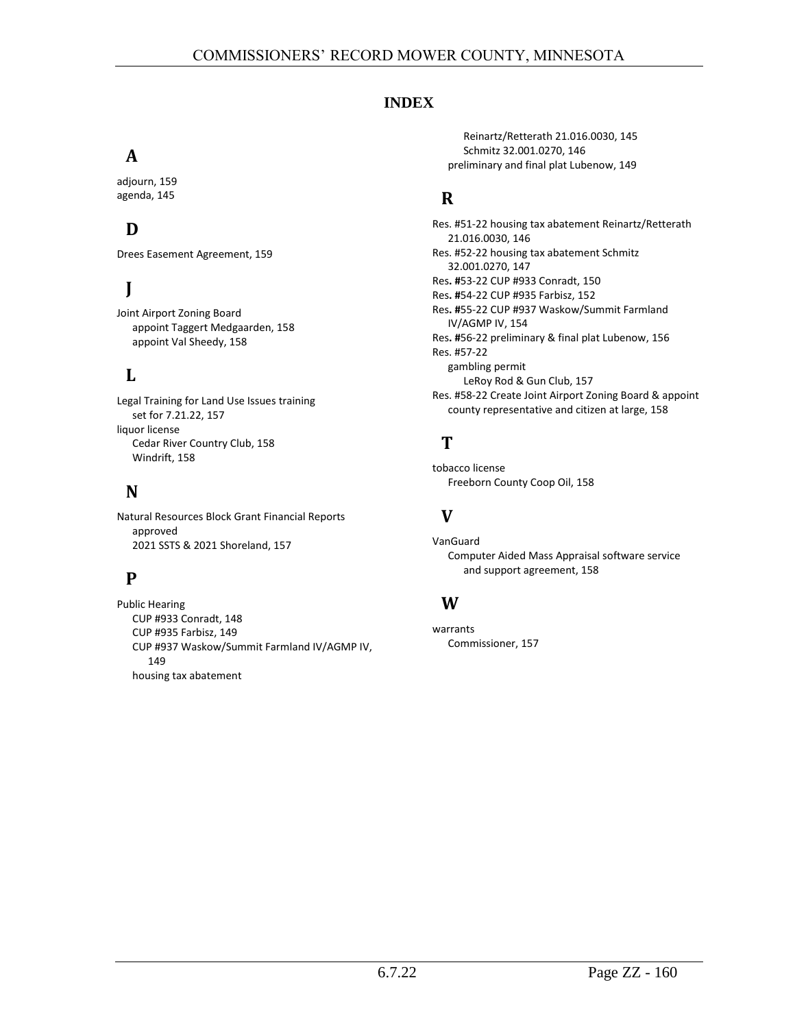# INDEX

## A

adjourn, 159
agenda, 145

## D

Drees Easement Agreement, 159

## J

Joint Airport Zoning Board
- appoint Taggert Medgaarden, 158
- appoint Val Sheedy, 158

## L

Legal Training for Land Use Issues training
- set for 7.21.22, 157

liquor license
- Cedar River Country Club, 158
- Windrift, 158

## N

Natural Resources Block Grant Financial Reports
- approved
- 2021 SSTS & 2021 Shoreland, 157

## P

Public Hearing
- CUP #933 Conradt, 148
- CUP #935 Farbisz, 149
- CUP #937 Waskow/Summit Farmland IV/AGMP IV, 149
- housing tax abatement
  - Reinartz/Retterath 21.016.0030, 145
  - Schmitz 32.001.0270, 146
- preliminary and final plat Lubenow, 149

## R

Res. #51-22 housing tax abatement Reinartz/Retterath 21.016.0030, 146
Res. #52-22 housing tax abatement Schmitz 32.001.0270, 147
Res. #53-22 CUP #933 Conradt, 150
Res. #54-22 CUP #935 Farbisz, 152
Res. #55-22 CUP #937 Waskow/Summit Farmland IV/AGMP IV, 154
Res. #56-22 preliminary & final plat Lubenow, 156
Res. #57-22
- gambling permit
  - LeRoy Rod & Gun Club, 157

Res. #58-22 Create Joint Airport Zoning Board & appoint county representative and citizen at large, 158

## T

tobacco license
- Freeborn County Coop Oil, 158

## V

VanGuard
- Computer Aided Mass Appraisal software service and support agreement, 158

## W

warrants
- Commissioner, 157